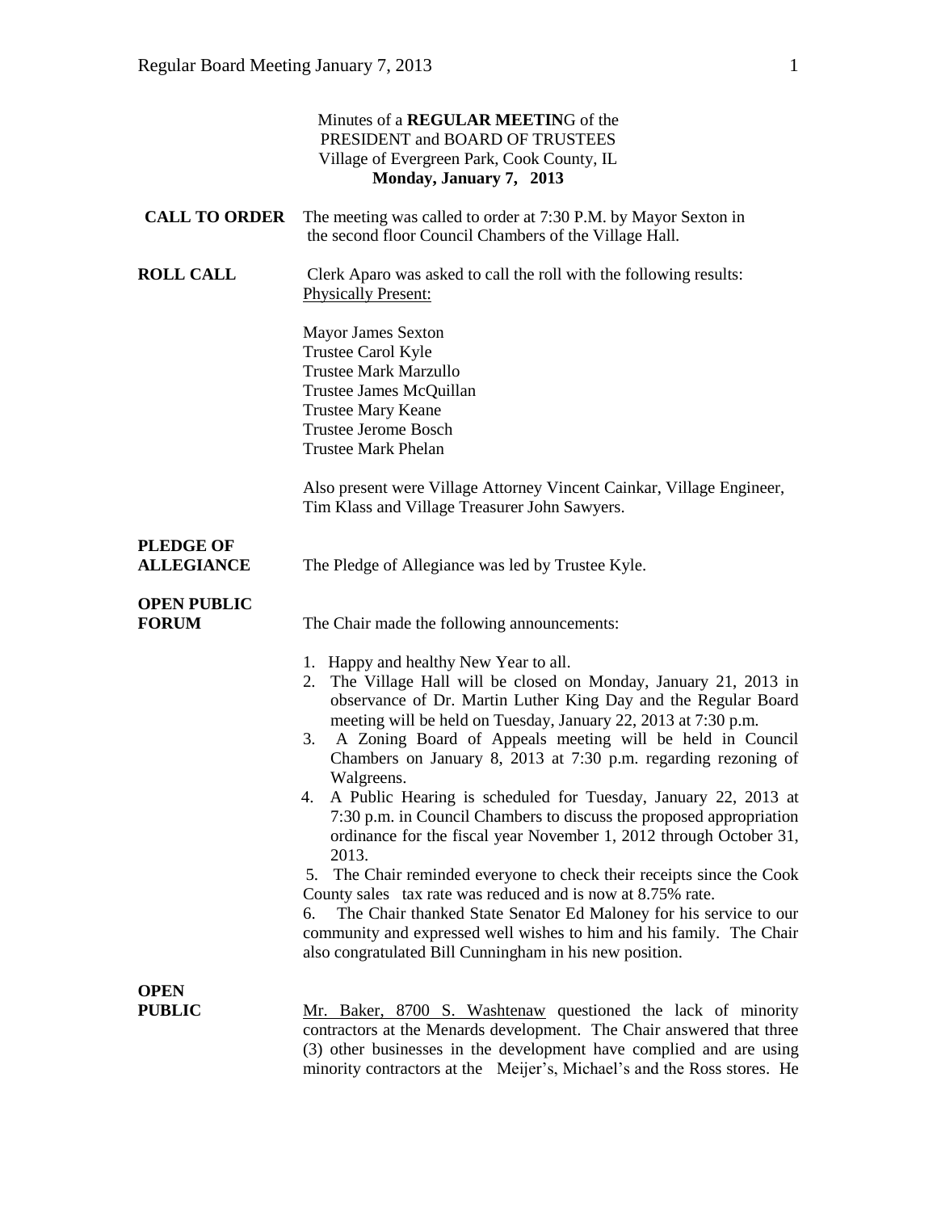Minutes of a **REGULAR MEETIN**G of the
PRESIDENT and BOARD OF TRUSTEES
Village of Evergreen Park, Cook County, IL
**Monday, January 7, 2013**

**CALL TO ORDER** The meeting was called to order at 7:30 P.M. by Mayor Sexton in the second floor Council Chambers of the Village Hall.

**ROLL CALL** Clerk Aparo was asked to call the roll with the following results:
Physically Present:

Mayor James Sexton
Trustee Carol Kyle
Trustee Mark Marzullo
Trustee James McQuillan
Trustee Mary Keane
Trustee Jerome Bosch
Trustee Mark Phelan

Also present were Village Attorney Vincent Cainkar, Village Engineer, Tim Klass and Village Treasurer John Sawyers.

**PLEDGE OF ALLEGIANCE** The Pledge of Allegiance was led by Trustee Kyle.

**OPEN PUBLIC FORUM** The Chair made the following announcements:

1. Happy and healthy New Year to all.
2. The Village Hall will be closed on Monday, January 21, 2013 in observance of Dr. Martin Luther King Day and the Regular Board meeting will be held on Tuesday, January 22, 2013 at 7:30 p.m.
3. A Zoning Board of Appeals meeting will be held in Council Chambers on January 8, 2013 at 7:30 p.m. regarding rezoning of Walgreens.
4. A Public Hearing is scheduled for Tuesday, January 22, 2013 at 7:30 p.m. in Council Chambers to discuss the proposed appropriation ordinance for the fiscal year November 1, 2012 through October 31, 2013.
5. The Chair reminded everyone to check their receipts since the Cook County sales tax rate was reduced and is now at 8.75% rate.
6. The Chair thanked State Senator Ed Maloney for his service to our community and expressed well wishes to him and his family. The Chair also congratulated Bill Cunningham in his new position.

**OPEN PUBLIC** Mr. Baker, 8700 S. Washtenaw questioned the lack of minority contractors at the Menards development. The Chair answered that three (3) other businesses in the development have complied and are using minority contractors at the Meijer's, Michael's and the Ross stores. He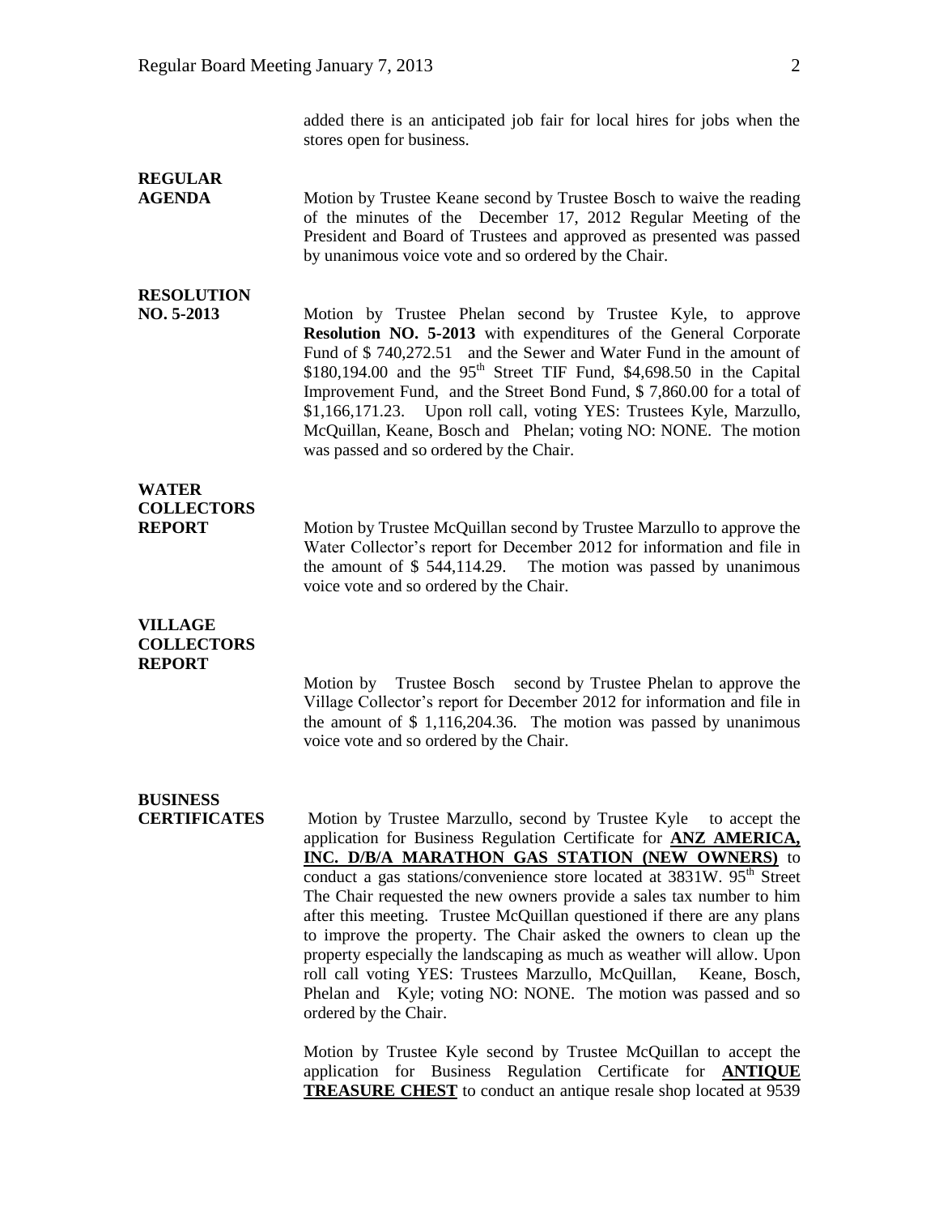added there is an anticipated job fair for local hires for jobs when the stores open for business.

**REGULAR AGENDA**

Motion by Trustee Keane second by Trustee Bosch to waive the reading of the minutes of the December 17, 2012 Regular Meeting of the President and Board of Trustees and approved as presented was passed by unanimous voice vote and so ordered by the Chair.

**RESOLUTION NO. 5-2013**

Motion by Trustee Phelan second by Trustee Kyle, to approve **Resolution NO. 5-2013** with expenditures of the General Corporate Fund of $ 740,272.51 and the Sewer and Water Fund in the amount of $180,194.00 and the 95th Street TIF Fund, $4,698.50 in the Capital Improvement Fund, and the Street Bond Fund, $ 7,860.00 for a total of $1,166,171.23. Upon roll call, voting YES: Trustees Kyle, Marzullo, McQuillan, Keane, Bosch and Phelan; voting NO: NONE. The motion was passed and so ordered by the Chair.

**WATER COLLECTORS REPORT**

Motion by Trustee McQuillan second by Trustee Marzullo to approve the Water Collector's report for December 2012 for information and file in the amount of $ 544,114.29. The motion was passed by unanimous voice vote and so ordered by the Chair.

**VILLAGE COLLECTORS REPORT**

Motion by Trustee Bosch second by Trustee Phelan to approve the Village Collector's report for December 2012 for information and file in the amount of $ 1,116,204.36. The motion was passed by unanimous voice vote and so ordered by the Chair.

**BUSINESS CERTIFICATES**

Motion by Trustee Marzullo, second by Trustee Kyle to accept the application for Business Regulation Certificate for **ANZ AMERICA, INC. D/B/A MARATHON GAS STATION (NEW OWNERS)** to conduct a gas stations/convenience store located at 3831W. 95th Street The Chair requested the new owners provide a sales tax number to him after this meeting. Trustee McQuillan questioned if there are any plans to improve the property. The Chair asked the owners to clean up the property especially the landscaping as much as weather will allow. Upon roll call voting YES: Trustees Marzullo, McQuillan, Keane, Bosch, Phelan and Kyle; voting NO: NONE. The motion was passed and so ordered by the Chair.

Motion by Trustee Kyle second by Trustee McQuillan to accept the application for Business Regulation Certificate for **ANTIQUE TREASURE CHEST** to conduct an antique resale shop located at 9539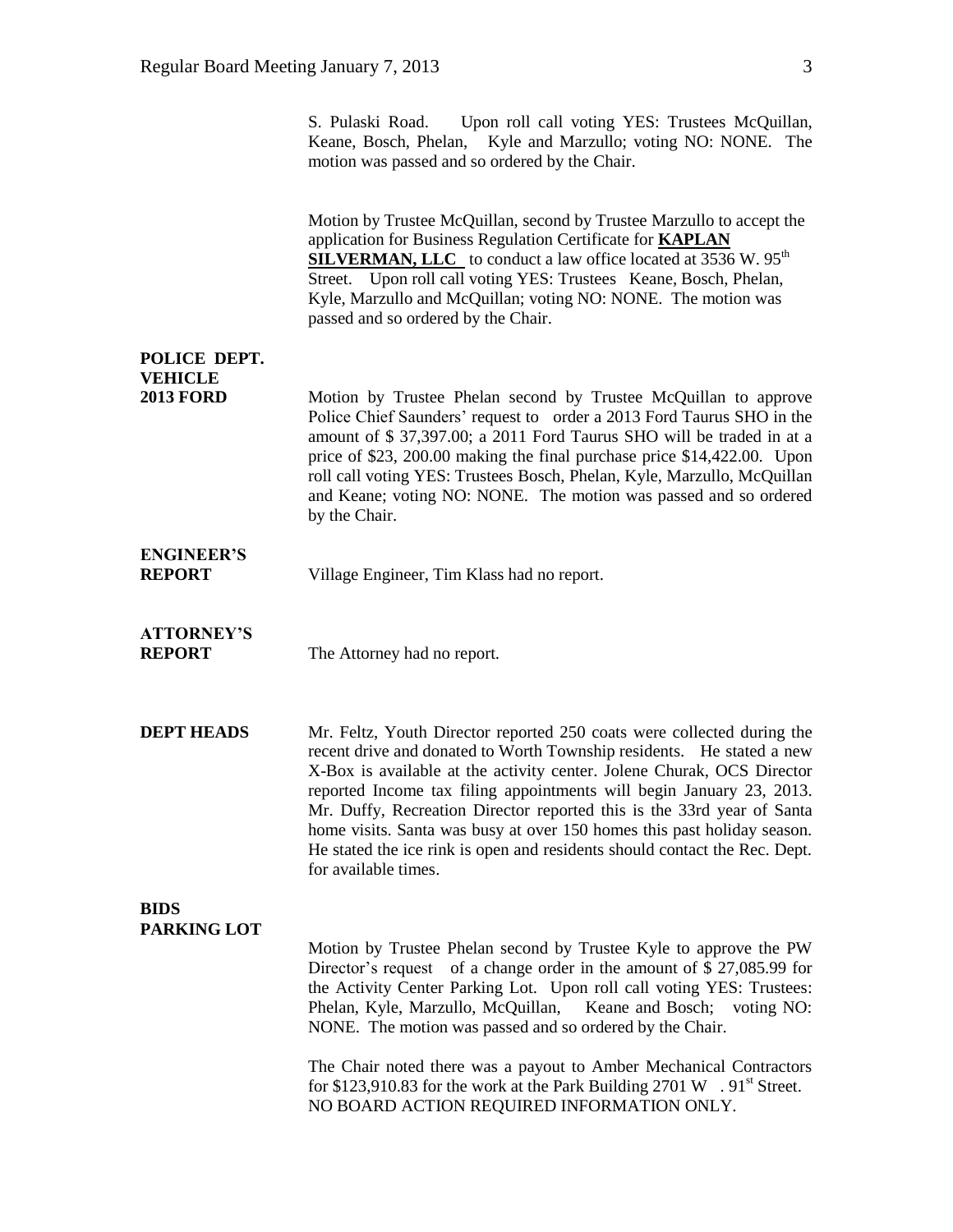S. Pulaski Road. Upon roll call voting YES: Trustees McQuillan, Keane, Bosch, Phelan, Kyle and Marzullo; voting NO: NONE. The motion was passed and so ordered by the Chair.

Motion by Trustee McQuillan, second by Trustee Marzullo to accept the application for Business Regulation Certificate for **KAPLAN SILVERMAN, LLC** to conduct a law office located at 3536 W. 95th Street. Upon roll call voting YES: Trustees Keane, Bosch, Phelan, Kyle, Marzullo and McQuillan; voting NO: NONE. The motion was passed and so ordered by the Chair.

**POLICE DEPT. VEHICLE 2013 FORD**

Motion by Trustee Phelan second by Trustee McQuillan to approve Police Chief Saunders' request to order a 2013 Ford Taurus SHO in the amount of $ 37,397.00; a 2011 Ford Taurus SHO will be traded in at a price of $23, 200.00 making the final purchase price $14,422.00. Upon roll call voting YES: Trustees Bosch, Phelan, Kyle, Marzullo, McQuillan and Keane; voting NO: NONE. The motion was passed and so ordered by the Chair.

**ENGINEER'S REPORT**

Village Engineer, Tim Klass had no report.

**ATTORNEY'S REPORT**

The Attorney had no report.

**DEPT HEADS**

Mr. Feltz, Youth Director reported 250 coats were collected during the recent drive and donated to Worth Township residents. He stated a new X-Box is available at the activity center. Jolene Churak, OCS Director reported Income tax filing appointments will begin January 23, 2013. Mr. Duffy, Recreation Director reported this is the 33rd year of Santa home visits. Santa was busy at over 150 homes this past holiday season. He stated the ice rink is open and residents should contact the Rec. Dept. for available times.

**BIDS PARKING LOT**

Motion by Trustee Phelan second by Trustee Kyle to approve the PW Director's request of a change order in the amount of $ 27,085.99 for the Activity Center Parking Lot. Upon roll call voting YES: Trustees: Phelan, Kyle, Marzullo, McQuillan, Keane and Bosch; voting NO: NONE. The motion was passed and so ordered by the Chair.

The Chair noted there was a payout to Amber Mechanical Contractors for $123,910.83 for the work at the Park Building 2701 W . 91st Street. NO BOARD ACTION REQUIRED INFORMATION ONLY.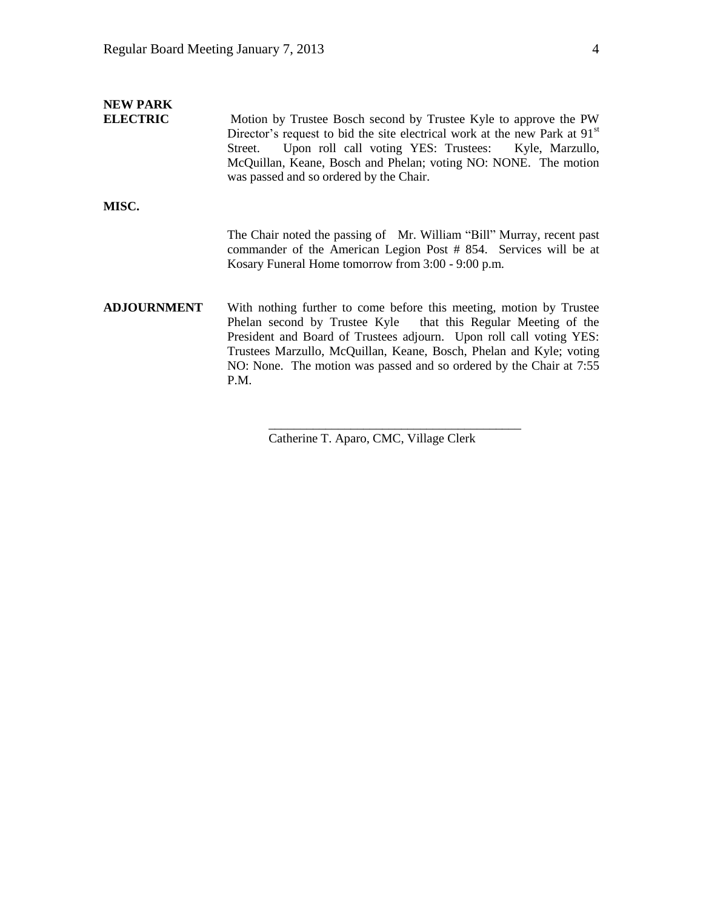**NEW PARK ELECTRIC**

Motion by Trustee Bosch second by Trustee Kyle to approve the PW Director's request to bid the site electrical work at the new Park at 91st Street. Upon roll call voting YES: Trustees: Kyle, Marzullo, McQuillan, Keane, Bosch and Phelan; voting NO: NONE. The motion was passed and so ordered by the Chair.

**MISC.**

The Chair noted the passing of Mr. William "Bill" Murray, recent past commander of the American Legion Post # 854. Services will be at Kosary Funeral Home tomorrow from 3:00 - 9:00 p.m.

**ADJOURNMENT**

With nothing further to come before this meeting, motion by Trustee Phelan second by Trustee Kyle that this Regular Meeting of the President and Board of Trustees adjourn. Upon roll call voting YES: Trustees Marzullo, McQuillan, Keane, Bosch, Phelan and Kyle; voting NO: None. The motion was passed and so ordered by the Chair at 7:55 P.M.

\_\_\_\_\_\_\_\_\_\_\_\_\_\_\_\_\_\_\_\_\_\_\_\_\_\_\_\_\_\_\_\_\_\_\_\_\_\_\_\_

Catherine T. Aparo, CMC, Village Clerk